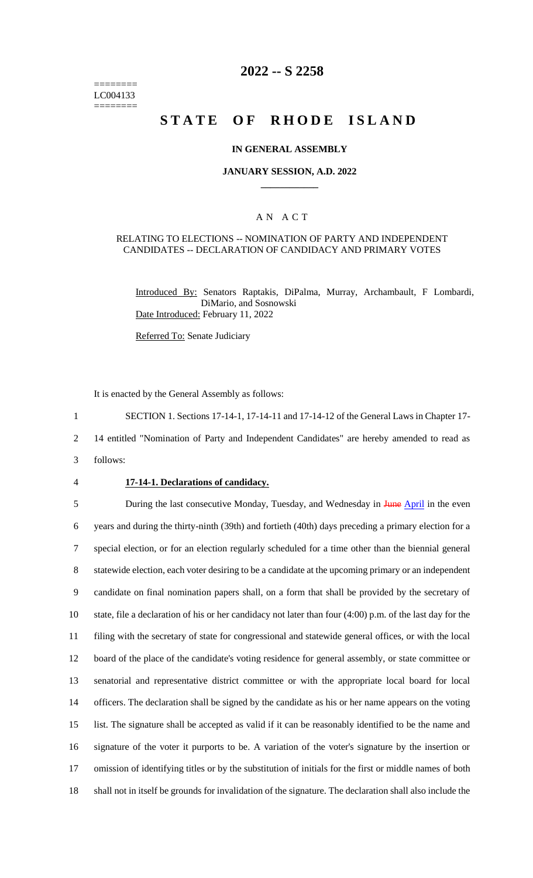========
LC004133
========

# 2022 -- S 2258

# STATE OF RHODE ISLAND

## IN GENERAL ASSEMBLY

## JANUARY SESSION, A.D. 2022

## A N A C T

RELATING TO ELECTIONS -- NOMINATION OF PARTY AND INDEPENDENT CANDIDATES -- DECLARATION OF CANDIDACY AND PRIMARY VOTES

Introduced By: Senators Raptakis, DiPalma, Murray, Archambault, F Lombardi, DiMario, and Sosnowski

Date Introduced: February 11, 2022

Referred To: Senate Judiciary

It is enacted by the General Assembly as follows:

1 SECTION 1. Sections 17-14-1, 17-14-11 and 17-14-12 of the General Laws in Chapter 17-
2 14 entitled "Nomination of Party and Independent Candidates" are hereby amended to read as
3 follows:

4 **17-14-1. Declarations of candidacy.**

5 During the last consecutive Monday, Tuesday, and Wednesday in ~~June~~ April in the even
6 years and during the thirty-ninth (39th) and fortieth (40th) days preceding a primary election for a
7 special election, or for an election regularly scheduled for a time other than the biennial general
8 statewide election, each voter desiring to be a candidate at the upcoming primary or an independent
9 candidate on final nomination papers shall, on a form that shall be provided by the secretary of
10 state, file a declaration of his or her candidacy not later than four (4:00) p.m. of the last day for the
11 filing with the secretary of state for congressional and statewide general offices, or with the local
12 board of the place of the candidate's voting residence for general assembly, or state committee or
13 senatorial and representative district committee or with the appropriate local board for local
14 officers. The declaration shall be signed by the candidate as his or her name appears on the voting
15 list. The signature shall be accepted as valid if it can be reasonably identified to be the name and
16 signature of the voter it purports to be. A variation of the voter's signature by the insertion or
17 omission of identifying titles or by the substitution of initials for the first or middle names of both
18 shall not in itself be grounds for invalidation of the signature. The declaration shall also include the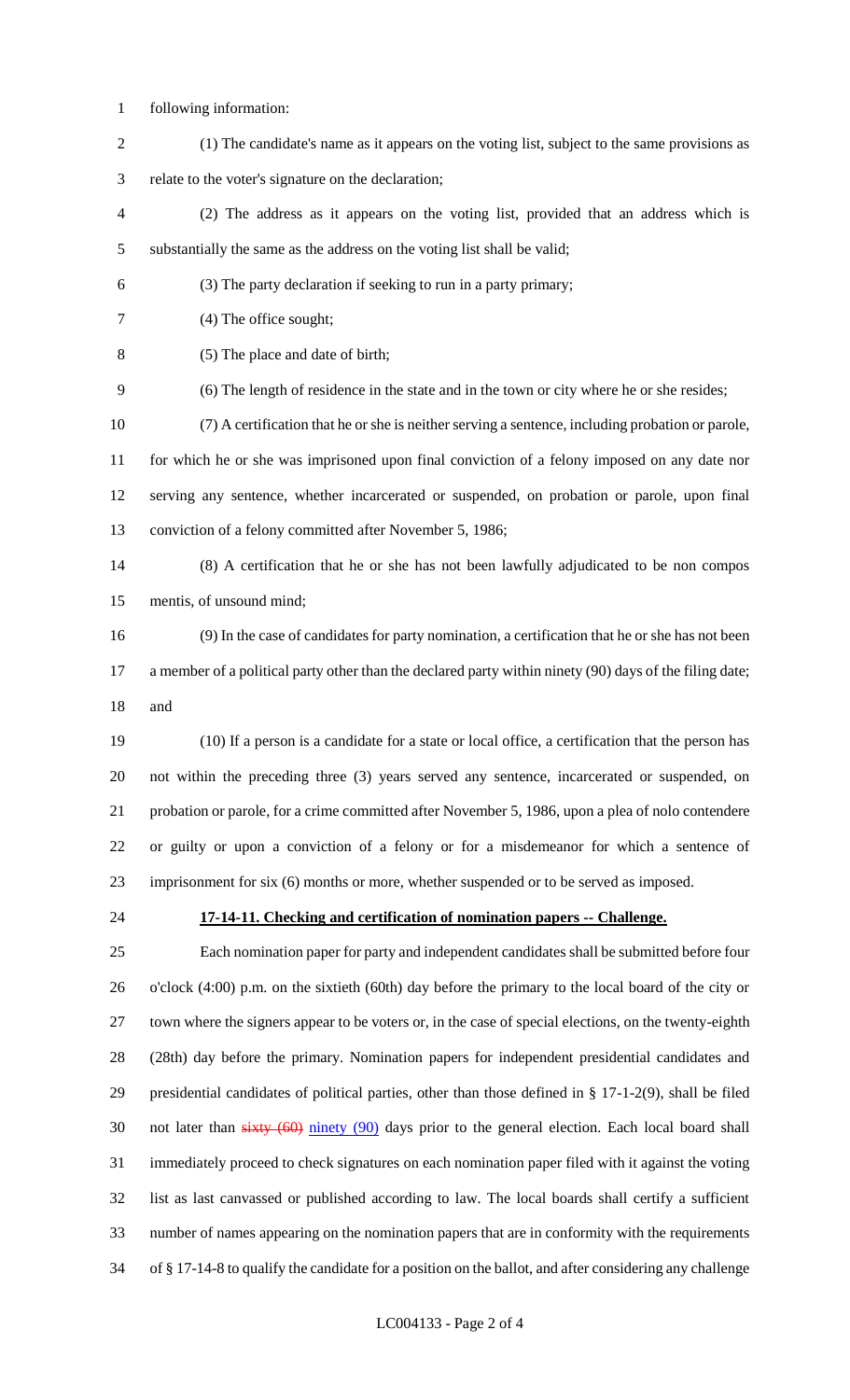following information:

(1) The candidate's name as it appears on the voting list, subject to the same provisions as relate to the voter's signature on the declaration;

(2) The address as it appears on the voting list, provided that an address which is substantially the same as the address on the voting list shall be valid;

(3) The party declaration if seeking to run in a party primary;

(4) The office sought;

(5) The place and date of birth;

(6) The length of residence in the state and in the town or city where he or she resides;

(7) A certification that he or she is neither serving a sentence, including probation or parole, for which he or she was imprisoned upon final conviction of a felony imposed on any date nor serving any sentence, whether incarcerated or suspended, on probation or parole, upon final conviction of a felony committed after November 5, 1986;

(8) A certification that he or she has not been lawfully adjudicated to be non compos mentis, of unsound mind;

(9) In the case of candidates for party nomination, a certification that he or she has not been a member of a political party other than the declared party within ninety (90) days of the filing date; and

(10) If a person is a candidate for a state or local office, a certification that the person has not within the preceding three (3) years served any sentence, incarcerated or suspended, on probation or parole, for a crime committed after November 5, 1986, upon a plea of nolo contendere or guilty or upon a conviction of a felony or for a misdemeanor for which a sentence of imprisonment for six (6) months or more, whether suspended or to be served as imposed.

**17-14-11. Checking and certification of nomination papers -- Challenge.**

Each nomination paper for party and independent candidates shall be submitted before four o'clock (4:00) p.m. on the sixtieth (60th) day before the primary to the local board of the city or town where the signers appear to be voters or, in the case of special elections, on the twenty-eighth (28th) day before the primary. Nomination papers for independent presidential candidates and presidential candidates of political parties, other than those defined in § 17-1-2(9), shall be filed not later than ~~sixty (60)~~ ninety (90) days prior to the general election. Each local board shall immediately proceed to check signatures on each nomination paper filed with it against the voting list as last canvassed or published according to law. The local boards shall certify a sufficient number of names appearing on the nomination papers that are in conformity with the requirements of § 17-14-8 to qualify the candidate for a position on the ballot, and after considering any challenge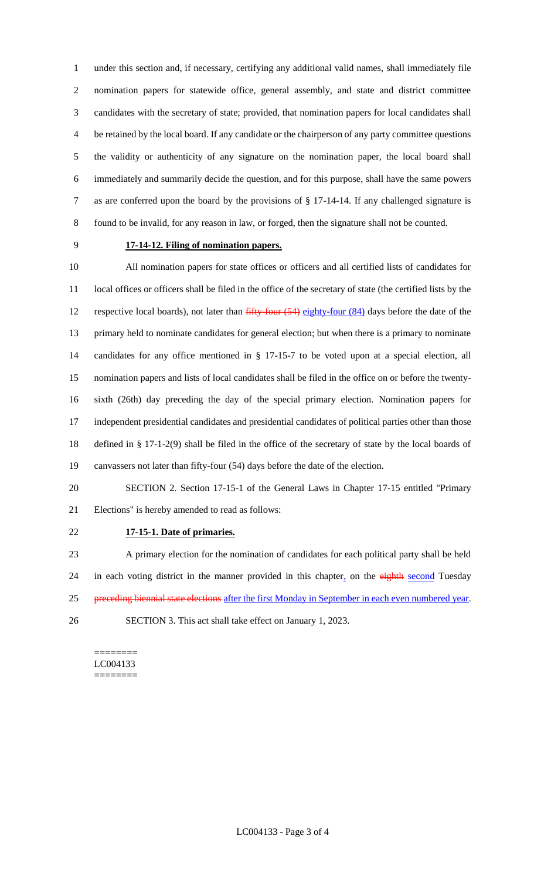under this section and, if necessary, certifying any additional valid names, shall immediately file nomination papers for statewide office, general assembly, and state and district committee candidates with the secretary of state; provided, that nomination papers for local candidates shall be retained by the local board. If any candidate or the chairperson of any party committee questions the validity or authenticity of any signature on the nomination paper, the local board shall immediately and summarily decide the question, and for this purpose, shall have the same powers as are conferred upon the board by the provisions of § 17-14-14. If any challenged signature is found to be invalid, for any reason in law, or forged, then the signature shall not be counted.

**17-14-12. Filing of nomination papers.**

All nomination papers for state offices or officers and all certified lists of candidates for local offices or officers shall be filed in the office of the secretary of state (the certified lists by the respective local boards), not later than ~~fifty-four (54)~~ eighty-four (84) days before the date of the primary held to nominate candidates for general election; but when there is a primary to nominate candidates for any office mentioned in § 17-15-7 to be voted upon at a special election, all nomination papers and lists of local candidates shall be filed in the office on or before the twenty-sixth (26th) day preceding the day of the special primary election. Nomination papers for independent presidential candidates and presidential candidates of political parties other than those defined in § 17-1-2(9) shall be filed in the office of the secretary of state by the local boards of canvassers not later than fifty-four (54) days before the date of the election.

SECTION 2. Section 17-15-1 of the General Laws in Chapter 17-15 entitled "Primary Elections" is hereby amended to read as follows:

**17-15-1. Date of primaries.**

A primary election for the nomination of candidates for each political party shall be held in each voting district in the manner provided in this chapter, on the ~~eighth~~ second Tuesday ~~preceding biennial state elections~~ after the first Monday in September in each even numbered year.

SECTION 3. This act shall take effect on January 1, 2023.

========
LC004133
========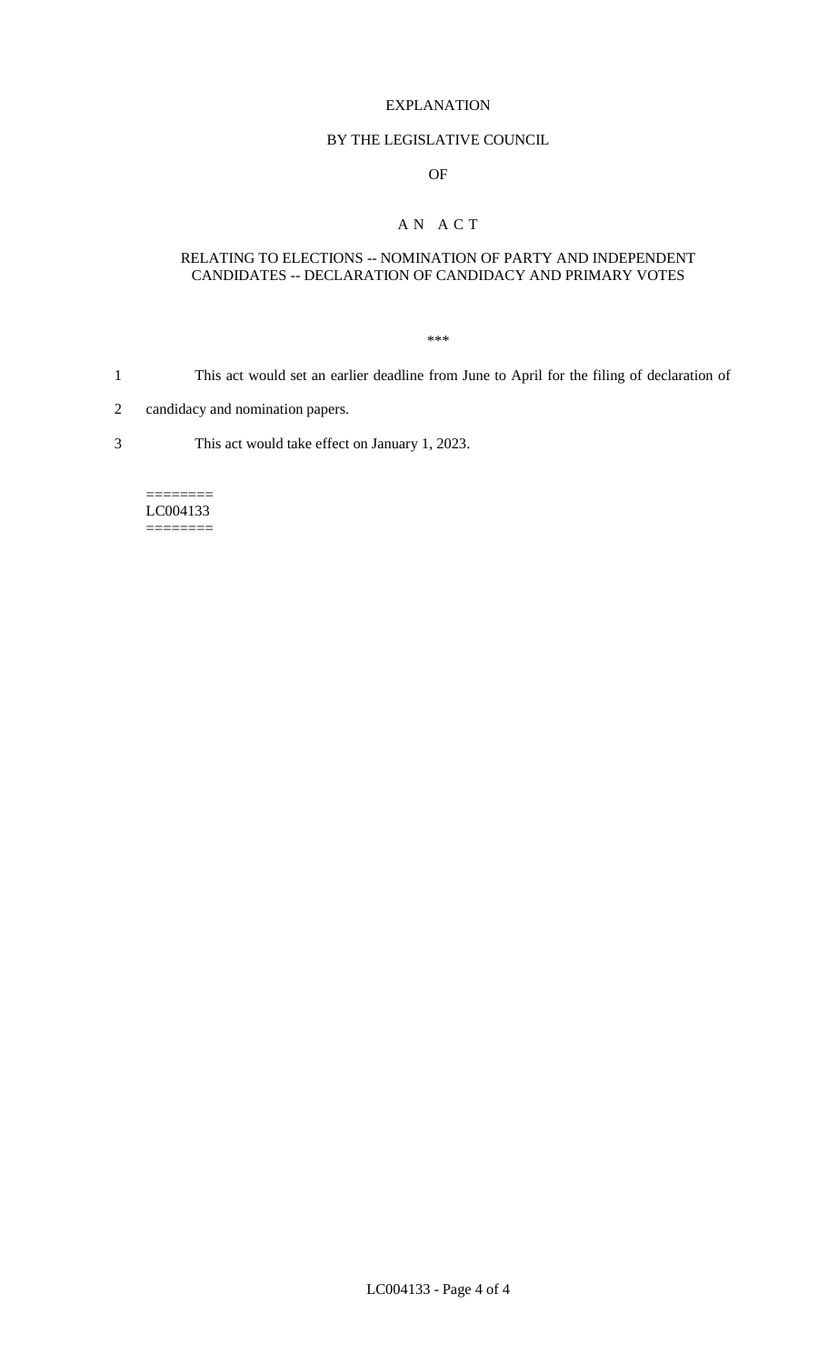EXPLANATION

BY THE LEGISLATIVE COUNCIL

OF

A N A C T

RELATING TO ELECTIONS -- NOMINATION OF PARTY AND INDEPENDENT CANDIDATES -- DECLARATION OF CANDIDACY AND PRIMARY VOTES

\*\*\*

1 This act would set an earlier deadline from June to April for the filing of declaration of

2 candidacy and nomination papers.

3 This act would take effect on January 1, 2023.

========
LC004133
========